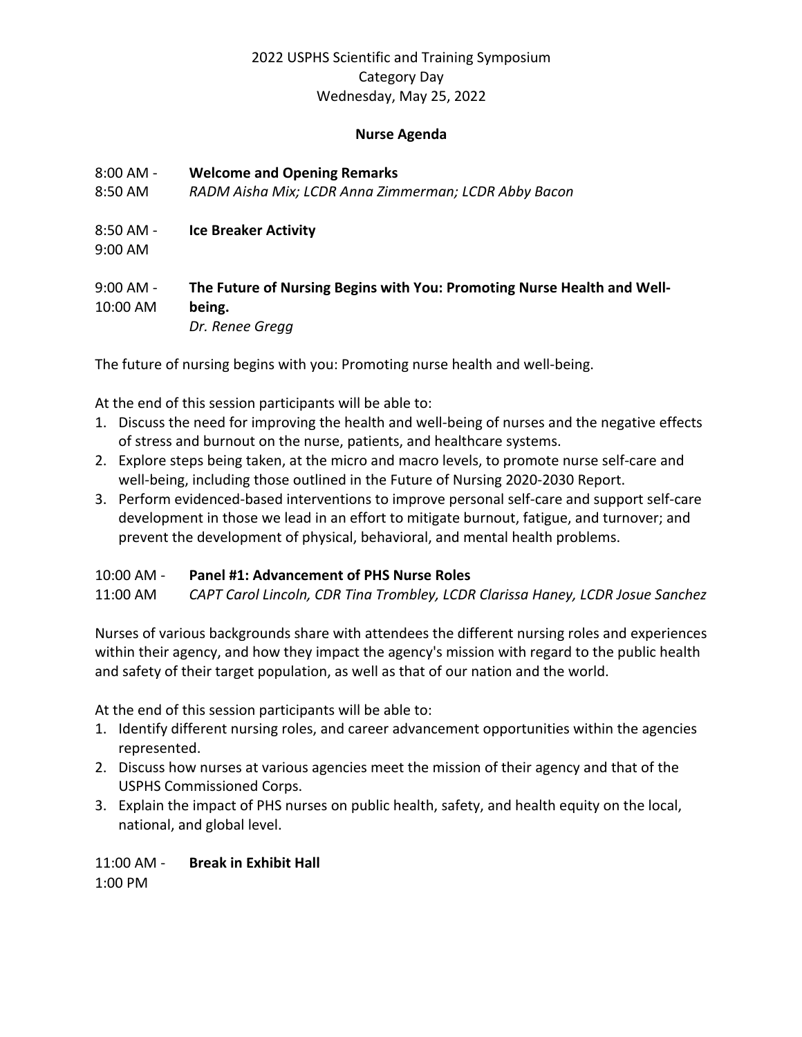2022 USPHS Scientific and Training Symposium
Category Day
Wednesday, May 25, 2022

## Nurse Agenda

8:00 AM - 8:50 AM **Welcome and Opening Remarks**
*RADM Aisha Mix; LCDR Anna Zimmerman; LCDR Abby Bacon*

8:50 AM - 9:00 AM **Ice Breaker Activity**

9:00 AM - 10:00 AM **The Future of Nursing Begins with You: Promoting Nurse Health and Well-being.**
*Dr. Renee Gregg*

The future of nursing begins with you: Promoting nurse health and well-being.

At the end of this session participants will be able to:

1. Discuss the need for improving the health and well-being of nurses and the negative effects of stress and burnout on the nurse, patients, and healthcare systems.
2. Explore steps being taken, at the micro and macro levels, to promote nurse self-care and well-being, including those outlined in the Future of Nursing 2020-2030 Report.
3. Perform evidenced-based interventions to improve personal self-care and support self-care development in those we lead in an effort to mitigate burnout, fatigue, and turnover; and prevent the development of physical, behavioral, and mental health problems.

10:00 AM - 11:00 AM **Panel #1: Advancement of PHS Nurse Roles**
*CAPT Carol Lincoln, CDR Tina Trombley, LCDR Clarissa Haney, LCDR Josue Sanchez*

Nurses of various backgrounds share with attendees the different nursing roles and experiences within their agency, and how they impact the agency's mission with regard to the public health and safety of their target population, as well as that of our nation and the world.

At the end of this session participants will be able to:

1. Identify different nursing roles, and career advancement opportunities within the agencies represented.
2. Discuss how nurses at various agencies meet the mission of their agency and that of the USPHS Commissioned Corps.
3. Explain the impact of PHS nurses on public health, safety, and health equity on the local, national, and global level.

11:00 AM - 1:00 PM **Break in Exhibit Hall**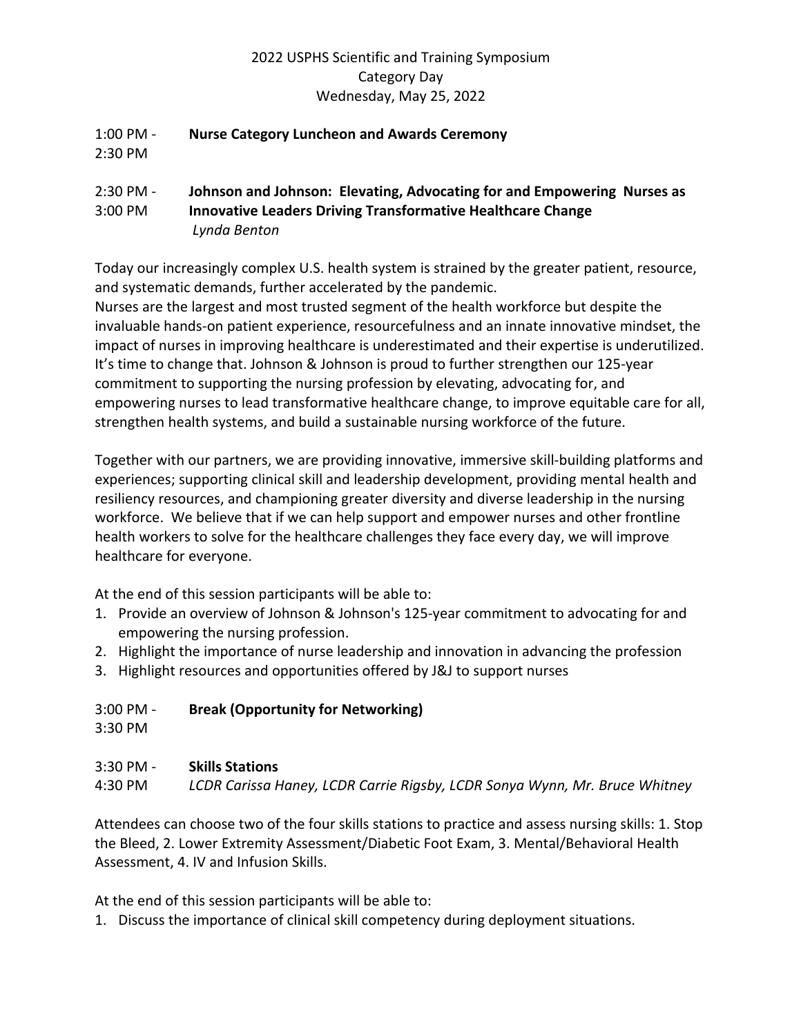2022 USPHS Scientific and Training Symposium
Category Day
Wednesday, May 25, 2022

1:00 PM - 2:30 PM **Nurse Category Luncheon and Awards Ceremony**

2:30 PM - 3:00 PM **Johnson and Johnson: Elevating, Advocating for and Empowering Nurses as Innovative Leaders Driving Transformative Healthcare Change**
*Lynda Benton*

Today our increasingly complex U.S. health system is strained by the greater patient, resource, and systematic demands, further accelerated by the pandemic.
Nurses are the largest and most trusted segment of the health workforce but despite the invaluable hands-on patient experience, resourcefulness and an innate innovative mindset, the impact of nurses in improving healthcare is underestimated and their expertise is underutilized. It's time to change that. Johnson & Johnson is proud to further strengthen our 125-year commitment to supporting the nursing profession by elevating, advocating for, and empowering nurses to lead transformative healthcare change, to improve equitable care for all, strengthen health systems, and build a sustainable nursing workforce of the future.

Together with our partners, we are providing innovative, immersive skill-building platforms and experiences; supporting clinical skill and leadership development, providing mental health and resiliency resources, and championing greater diversity and diverse leadership in the nursing workforce. We believe that if we can help support and empower nurses and other frontline health workers to solve for the healthcare challenges they face every day, we will improve healthcare for everyone.

At the end of this session participants will be able to:

1. Provide an overview of Johnson & Johnson's 125-year commitment to advocating for and empowering the nursing profession.
2. Highlight the importance of nurse leadership and innovation in advancing the profession
3. Highlight resources and opportunities offered by J&J to support nurses

3:00 PM - 3:30 PM **Break (Opportunity for Networking)**

3:30 PM - 4:30 PM **Skills Stations**
*LCDR Carissa Haney, LCDR Carrie Rigsby, LCDR Sonya Wynn, Mr. Bruce Whitney*

Attendees can choose two of the four skills stations to practice and assess nursing skills: 1. Stop the Bleed, 2. Lower Extremity Assessment/Diabetic Foot Exam, 3. Mental/Behavioral Health Assessment, 4. IV and Infusion Skills.

At the end of this session participants will be able to:

1. Discuss the importance of clinical skill competency during deployment situations.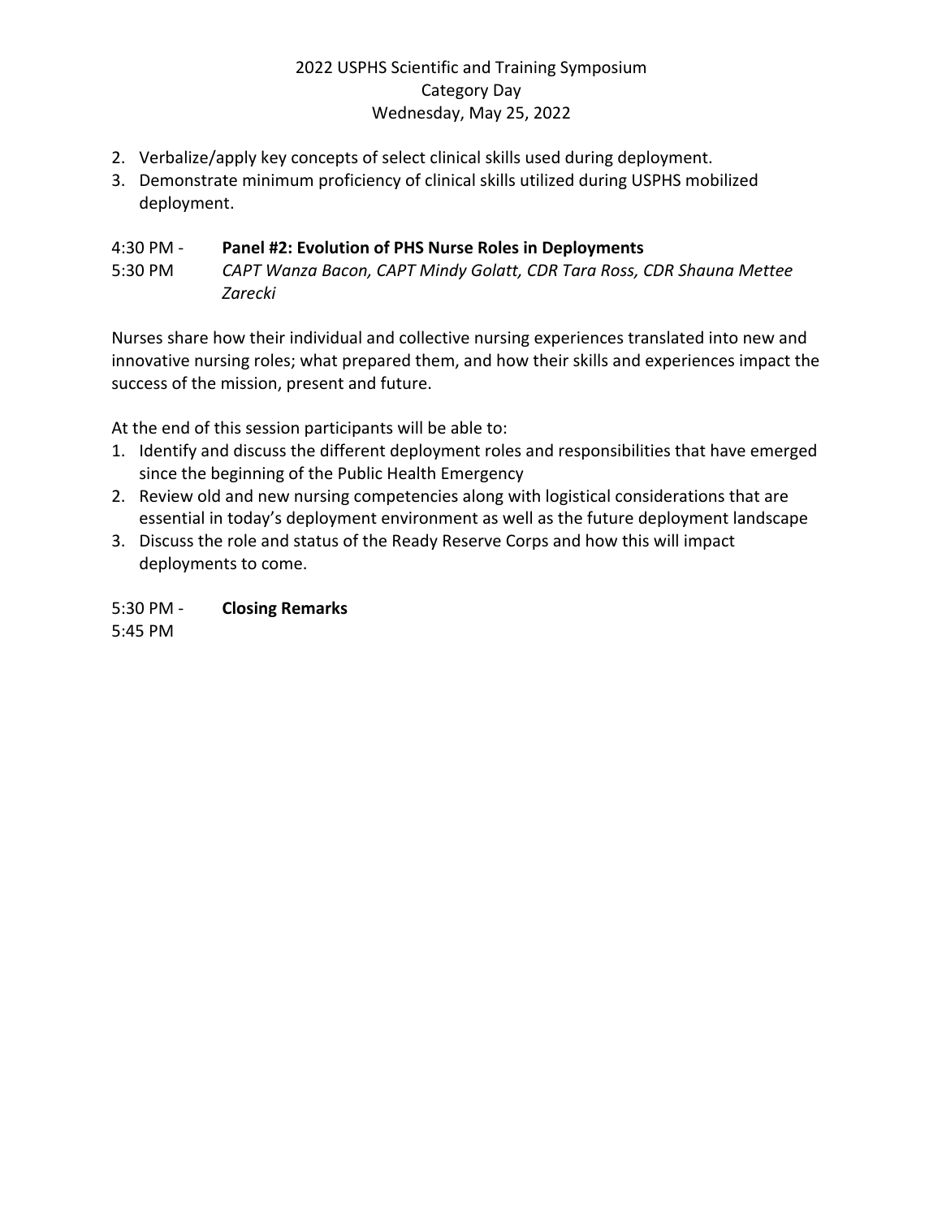2. Verbalize/apply key concepts of select clinical skills used during deployment.
3. Demonstrate minimum proficiency of clinical skills utilized during USPHS mobilized deployment.

4:30 PM - 5:30 PM **Panel #2: Evolution of PHS Nurse Roles in Deployments**
*CAPT Wanza Bacon, CAPT Mindy Golatt, CDR Tara Ross, CDR Shauna Mettee Zarecki*

Nurses share how their individual and collective nursing experiences translated into new and innovative nursing roles; what prepared them, and how their skills and experiences impact the success of the mission, present and future.

At the end of this session participants will be able to:

1. Identify and discuss the different deployment roles and responsibilities that have emerged since the beginning of the Public Health Emergency
2. Review old and new nursing competencies along with logistical considerations that are essential in today's deployment environment as well as the future deployment landscape
3. Discuss the role and status of the Ready Reserve Corps and how this will impact deployments to come.

5:30 PM - 5:45 PM **Closing Remarks**